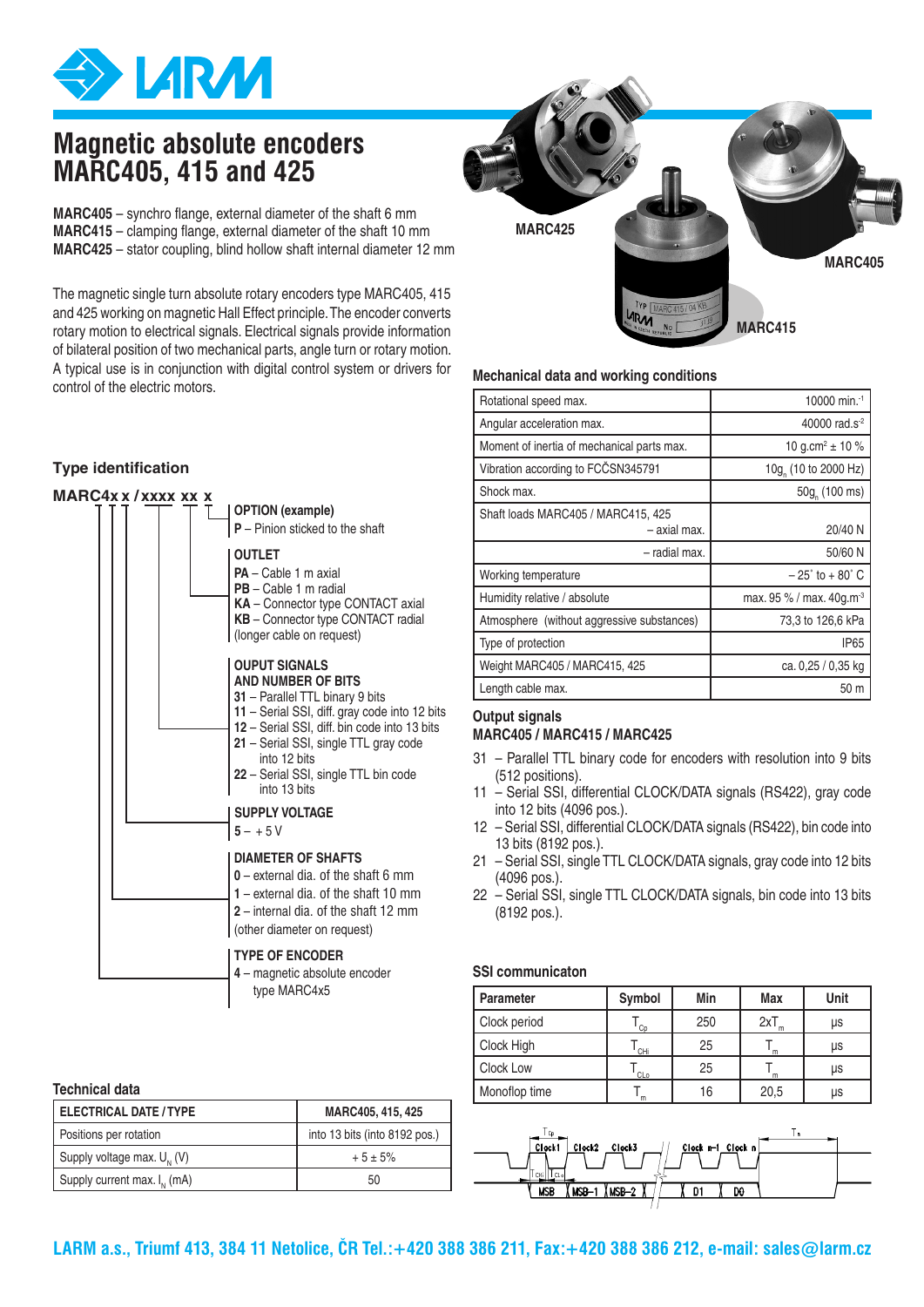# Magnetic absolute encoders MARC405, 415 and 425

**MARC405** – synchro flange, external diameter of the shaft 6 mm
**MARC415** – clamping flange, external diameter of the shaft 10 mm
**MARC425** – stator coupling, blind hollow shaft internal diameter 12 mm

The magnetic single turn absolute rotary encoders type MARC405, 415 and 425 working on magnetic Hall Effect principle. The encoder converts rotary motion to electrical signals. Electrical signals provide information of bilateral position of two mechanical parts, angle turn or rotary motion. A typical use is in conjunction with digital control system or drivers for control of the electric motors.

MARC425

MARC405

MARC415

## Type identification

**MARC4x x / xxxx xx x**

**OPTION (example)**
**P** – Pinion sticked to the shaft

**OUTLET**
**PA** – Cable 1 m axial
**PB** – Cable 1 m radial
**KA** – Connector type CONTACT axial
**KB** – Connector type CONTACT radial
(longer cable on request)

**OUPUT SIGNALS AND NUMBER OF BITS**
**31** – Parallel TTL binary 9 bits
**11** – Serial SSI, diff. gray code into 12 bits
**12** – Serial SSI, diff. bin code into 13 bits
**21** – Serial SSI, single TTL gray code into 12 bits
**22** – Serial SSI, single TTL bin code into 13 bits

**SUPPLY VOLTAGE**
**5** – + 5 V

**DIAMETER OF SHAFTS**
**0** – external dia. of the shaft 6 mm
**1** – external dia. of the shaft 10 mm
**2** – internal dia. of the shaft 12 mm
(other diameter on request)

**TYPE OF ENCODER**
**4** – magnetic absolute encoder type MARC4x5

## Technical data

| ELECTRICAL DATE / TYPE | MARC405, 415, 425 |
|---|---|
| Positions per rotation | into 13 bits (into 8192 pos.) |
| Supply voltage max. $U_N$ (V) | + 5 ± 5% |
| Supply current max. $I_N$ (mA) | 50 |

## Mechanical data and working conditions

| | |
|---|---|
| Rotational speed max. | 10000 min.$^{-1}$ |
| Angular acceleration max. | 40000 rad.s$^{-2}$ |
| Moment of inertia of mechanical parts max. | 10 g.cm$^2$ ± 10 % |
| Vibration according to FCČSN345791 | 10g$_n$ (10 to 2000 Hz) |
| Shock max. | 50g$_n$ (100 ms) |
| Shaft loads MARC405 / MARC415, 425 – axial max. | 20/40 N |
| – radial max. | 50/60 N |
| Working temperature | – 25° to + 80° C |
| Humidity relative / absolute | max. 95 % / max. 40g.m$^{-3}$ |
| Atmosphere (without aggressive substances) | 73,3 to 126,6 kPa |
| Type of protection | IP65 |
| Weight MARC405 / MARC415, 425 | ca. 0,25 / 0,35 kg |
| Length cable max. | 50 m |

## Output signals
### MARC405 / MARC415 / MARC425

31 – Parallel TTL binary code for encoders with resolution into 9 bits (512 positions).
11 – Serial SSI, differential CLOCK/DATA signals (RS422), gray code into 12 bits (4096 pos.).
12 – Serial SSI, differential CLOCK/DATA signals (RS422), bin code into 13 bits (8192 pos.).
21 – Serial SSI, single TTL CLOCK/DATA signals, gray code into 12 bits (4096 pos.).
22 – Serial SSI, single TTL CLOCK/DATA signals, bin code into 13 bits (8192 pos.).

## SSI communicaton

| Parameter | Symbol | Min | Max | Unit |
|---|---|---|---|---|
| Clock period | $T_{Cp}$ | 250 | $2xT_m$ | µs |
| Clock High | $T_{CHi}$ | 25 | $T_m$ | µs |
| Clock Low | $T_{CLo}$ | 25 | $T_m$ | µs |
| Monoflop time | $T_m$ | 16 | 20,5 | µs |

LARM a.s., Triumf 413, 384 11 Netolice, ČR Tel.:+420 388 386 211, Fax:+420 388 386 212, e-mail: sales@larm.cz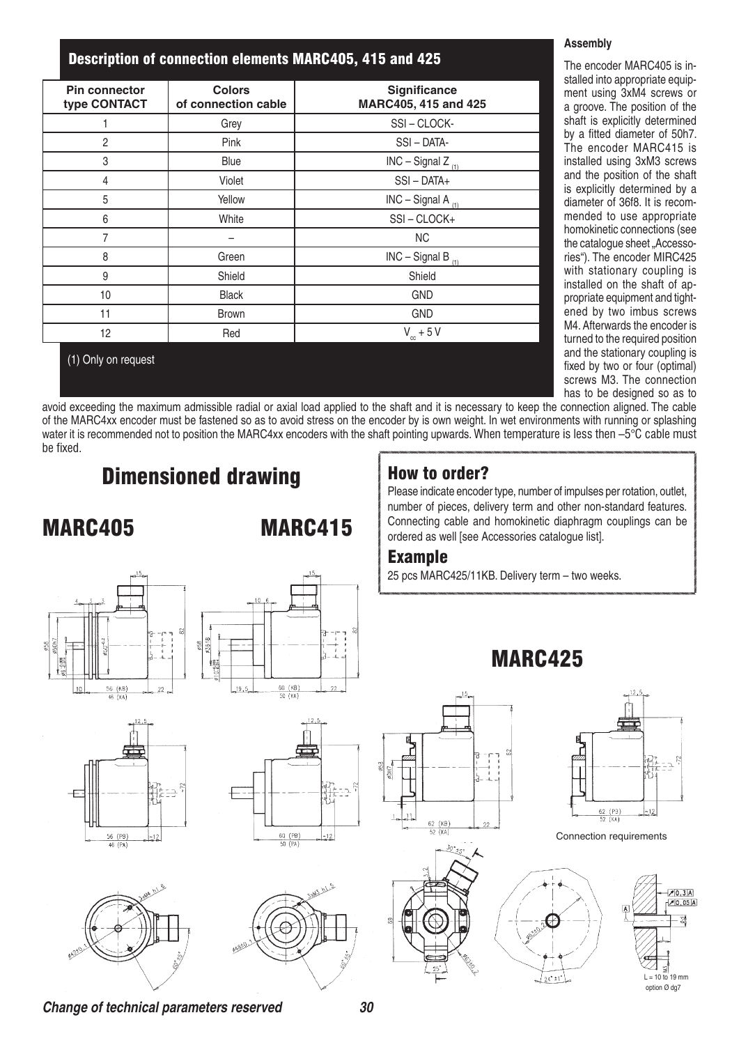## Description of connection elements MARC405, 415 and 425

| Pin connector type CONTACT | Colors of connection cable | Significance MARC405, 415 and 425 |
|---|---|---|
| 1 | Grey | SSI – CLOCK- |
| 2 | Pink | SSI – DATA- |
| 3 | Blue | INC – Signal Z (1) |
| 4 | Violet | SSI – DATA+ |
| 5 | Yellow | INC – Signal A (1) |
| 6 | White | SSI – CLOCK+ |
| 7 | – | NC |
| 8 | Green | INC – Signal B (1) |
| 9 | Shield | Shield |
| 10 | Black | GND |
| 11 | Brown | GND |
| 12 | Red | $V_{cc}$ + 5 V |

(1) Only on request

**Assembly**

The encoder MARC405 is installed into appropriate equipment using 3xM4 screws or a groove. The position of the shaft is explicitly determined by a fitted diameter of 50h7. The encoder MARC415 is installed using 3xM3 screws and the position of the shaft is explicitly determined by a diameter of 36f8. It is recommended to use appropriate homokinetic connections (see the catalogue sheet „Accessories"). The encoder MIRC425 with stationary coupling is installed on the shaft of appropriate equipment and tightened by two imbus screws M4. Afterwards the encoder is turned to the required position and the stationary coupling is fixed by two or four (optimal) screws M3. The connection has to be designed so as to avoid exceeding the maximum admissible radial or axial load applied to the shaft and it is necessary to keep the connection aligned. The cable of the MARC4xx encoder must be fastened so as to avoid stress on the encoder by is own weight. In wet environments with running or splashing water it is recommended not to position the MARC4xx encoders with the shaft pointing upwards. When temperature is less then –5°C cable must be fixed.

# Dimensioned drawing

## MARC405

## MARC415

## How to order?

Please indicate encoder type, number of impulses per rotation, outlet, number of pieces, delivery term and other non-standard features. Connecting cable and homokinetic diaphragm couplings can be ordered as well [see Accessories catalogue list].

## Example

25 pcs MARC425/11KB. Delivery term – two weeks.

## MARC425

Connection requirements

L = 10 to 19 mm
option Ø dg7

*Change of technical parameters reserved*